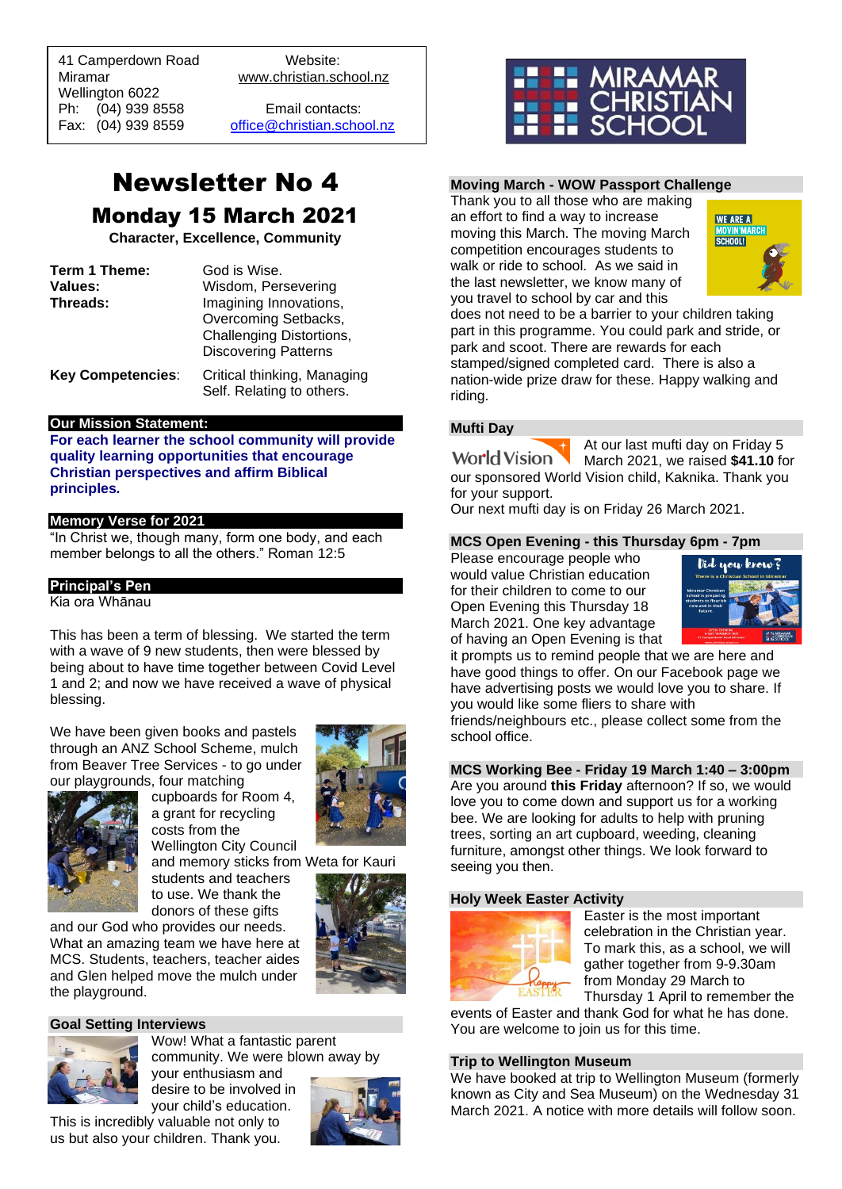41 Camperdown Road
Miramar
Wellington 6022
Ph: (04) 939 8558
Fax: (04) 939 8559

Website:
www.christian.school.nz

Email contacts:
office@christian.school.nz

MIRAMAR CHRISTIAN SCHOOL

# Newsletter No 4

## Monday 15 March 2021

**Character, Excellence, Community**

| | |
|---|---|
| **Term 1 Theme:** | God is Wise. |
| **Values:** | Wisdom, Persevering |
| **Threads:** | Imagining Innovations, Overcoming Setbacks, Challenging Distortions, Discovering Patterns |
| **Key Competencies**: | Critical thinking, Managing Self. Relating to others. |

### Our Mission Statement:

**For each learner the school community will provide quality learning opportunities that encourage Christian perspectives and affirm Biblical principles.**

### Memory Verse for 2021

"In Christ we, though many, form one body, and each member belongs to all the others." Roman 12:5

### Principal's Pen

Kia ora Whānau

This has been a term of blessing. We started the term with a wave of 9 new students, then were blessed by being about to have time together between Covid Level 1 and 2; and now we have received a wave of physical blessing.

We have been given books and pastels through an ANZ School Scheme, mulch from Beaver Tree Services - to go under our playgrounds, four matching cupboards for Room 4, a grant for recycling costs from the Wellington City Council and memory sticks from Weta for Kauri students and teachers to use. We thank the donors of these gifts and our God who provides our needs. What an amazing team we have here at MCS. Students, teachers, teacher aides and Glen helped move the mulch under the playground.

### Goal Setting Interviews

Wow! What a fantastic parent community. We were blown away by your enthusiasm and desire to be involved in your child's education. This is incredibly valuable not only to us but also your children. Thank you.

### Moving March - WOW Passport Challenge

Thank you to all those who are making an effort to find a way to increase moving this March. The moving March competition encourages students to walk or ride to school. As we said in the last newsletter, we know many of you travel to school by car and this does not need to be a barrier to your children taking part in this programme. You could park and stride, or park and scoot. There are rewards for each stamped/signed completed card. There is also a nation-wide prize draw for these. Happy walking and riding.

### Mufti Day

At our last mufti day on Friday 5 March 2021, we raised **$41.10** for our sponsored World Vision child, Kaknika. Thank you for your support.

Our next mufti day is on Friday 26 March 2021.

### MCS Open Evening - this Thursday 6pm - 7pm

Please encourage people who would value Christian education for their children to come to our Open Evening this Thursday 18 March 2021. One key advantage of having an Open Evening is that it prompts us to remind people that we are here and have good things to offer. On our Facebook page we have advertising posts we would love you to share. If you would like some fliers to share with friends/neighbours etc., please collect some from the school office.

### MCS Working Bee - Friday 19 March 1:40 – 3:00pm

Are you around **this Friday** afternoon? If so, we would love you to come down and support us for a working bee. We are looking for adults to help with pruning trees, sorting an art cupboard, weeding, cleaning furniture, amongst other things. We look forward to seeing you then.

### Holy Week Easter Activity

Easter is the most important celebration in the Christian year. To mark this, as a school, we will gather together from 9-9.30am from Monday 29 March to Thursday 1 April to remember the events of Easter and thank God for what he has done. You are welcome to join us for this time.

### Trip to Wellington Museum

We have booked at trip to Wellington Museum (formerly known as City and Sea Museum) on the Wednesday 31 March 2021. A notice with more details will follow soon.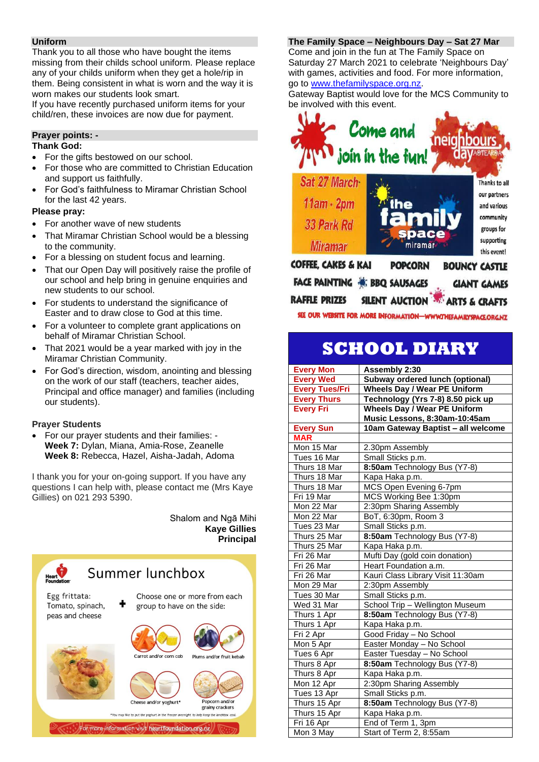## Uniform

Thank you to all those who have bought the items missing from their childs school uniform. Please replace any of your childs uniform when they get a hole/rip in them. Being consistent in what is worn and the way it is worn makes our students look smart.

If you have recently purchased uniform items for your child/ren, these invoices are now due for payment.

## Prayer points: -

**Thank God:**

- For the gifts bestowed on our school.
- For those who are committed to Christian Education and support us faithfully.
- For God's faithfulness to Miramar Christian School for the last 42 years.

**Please pray:**

- For another wave of new students
- That Miramar Christian School would be a blessing to the community.
- For a blessing on student focus and learning.
- That our Open Day will positively raise the profile of our school and help bring in genuine enquiries and new students to our school.
- For students to understand the significance of Easter and to draw close to God at this time.
- For a volunteer to complete grant applications on behalf of Miramar Christian School.
- That 2021 would be a year marked with joy in the Miramar Christian Community.
- For God's direction, wisdom, anointing and blessing on the work of our staff (teachers, teacher aides, Principal and office manager) and families (including our students).

**Prayer Students**

- For our prayer students and their families: -
  **Week 7:** Dylan, Miana, Amia-Rose, Zeanelle
  **Week 8:** Rebecca, Hazel, Aisha-Jadah, Adoma

I thank you for your on-going support. If you have any questions I can help with, please contact me (Mrs Kaye Gillies) on 021 293 5390.

Shalom and Ngā Mihi
**Kaye Gillies**
**Principal**

Summer lunchbox

Egg frittata: Tomato, spinach, peas and cheese + Choose one or more from each group to have on the side:

Carrot and/or corn cob · Plums and/or fruit kebab · Cheese and/or yoghurt* · Popcorn and/or grainy crackers

*You may like to put the yoghurt in the freezer overnight to help keep the lunchbox cool.

For more information visit heartfoundation.org.nz

## The Family Space – Neighbours Day – Sat 27 Mar

Come and join in the fun at The Family Space on Saturday 27 March 2021 to celebrate 'Neighbours Day' with games, activities and food. For more information, go to www.thefamilyspace.org.nz.

Gateway Baptist would love for the MCS Community to be involved with this event.

Come and join in the fun! neighbours day AOTEAROA

Sat 27 March
11am - 2pm
33 Park Rd
Miramar

the family space miramar

Thanks to all our partners and various community groups for supporting this event!

COFFEE, CAKES & KAI · POPCORN · BOUNCY CASTLE · FACE PAINTING · BBQ SAUSAGES · GIANT GAMES · RAFFLE PRIZES · SILENT AUCTION · ARTS & CRAFTS

SEE OUR WEBSITE FOR MORE INFORMATION—WWW.THEFAMILYSPACE.ORG.NZ

## SCHOOL DIARY

| | |
|---|---|
| Every Mon | **Assembly 2:30** |
| Every Wed | **Subway ordered lunch (optional)** |
| Every Tues/Fri | **Wheels Day / Wear PE Uniform** |
| Every Thurs | **Technology (Yrs 7-8) 8.50 pick up** |
| Every Fri | **Wheels Day / Wear PE Uniform Music Lessons, 8:30am-10:45am** |
| Every Sun | **10am Gateway Baptist – all welcome** |
| MAR | |
| Mon 15 Mar | 2.30pm Assembly |
| Tues 16 Mar | Small Sticks p.m. |
| Thurs 18 Mar | **8:50am** Technology Bus (Y7-8) |
| Thurs 18 Mar | Kapa Haka p.m. |
| Thurs 18 Mar | MCS Open Evening 6-7pm |
| Fri 19 Mar | MCS Working Bee 1:30pm |
| Mon 22 Mar | 2:30pm Sharing Assembly |
| Mon 22 Mar | BoT, 6:30pm, Room 3 |
| Tues 23 Mar | Small Sticks p.m. |
| Thurs 25 Mar | **8:50am** Technology Bus (Y7-8) |
| Thurs 25 Mar | Kapa Haka p.m. |
| Fri 26 Mar | Mufti Day (gold coin donation) |
| Fri 26 Mar | Heart Foundation a.m. |
| Fri 26 Mar | Kauri Class Library Visit 11:30am |
| Mon 29 Mar | 2:30pm Assembly |
| Tues 30 Mar | Small Sticks p.m. |
| Wed 31 Mar | School Trip – Wellington Museum |
| Thurs 1 Apr | **8:50am** Technology Bus (Y7-8) |
| Thurs 1 Apr | Kapa Haka p.m. |
| Fri 2 Apr | Good Friday – No School |
| Mon 5 Apr | Easter Monday – No School |
| Tues 6 Apr | Easter Tuesday – No School |
| Thurs 8 Apr | **8:50am** Technology Bus (Y7-8) |
| Thurs 8 Apr | Kapa Haka p.m. |
| Mon 12 Apr | 2:30pm Sharing Assembly |
| Tues 13 Apr | Small Sticks p.m. |
| Thurs 15 Apr | **8:50am** Technology Bus (Y7-8) |
| Thurs 15 Apr | Kapa Haka p.m. |
| Fri 16 Apr | End of Term 1, 3pm |
| Mon 3 May | Start of Term 2, 8:55am |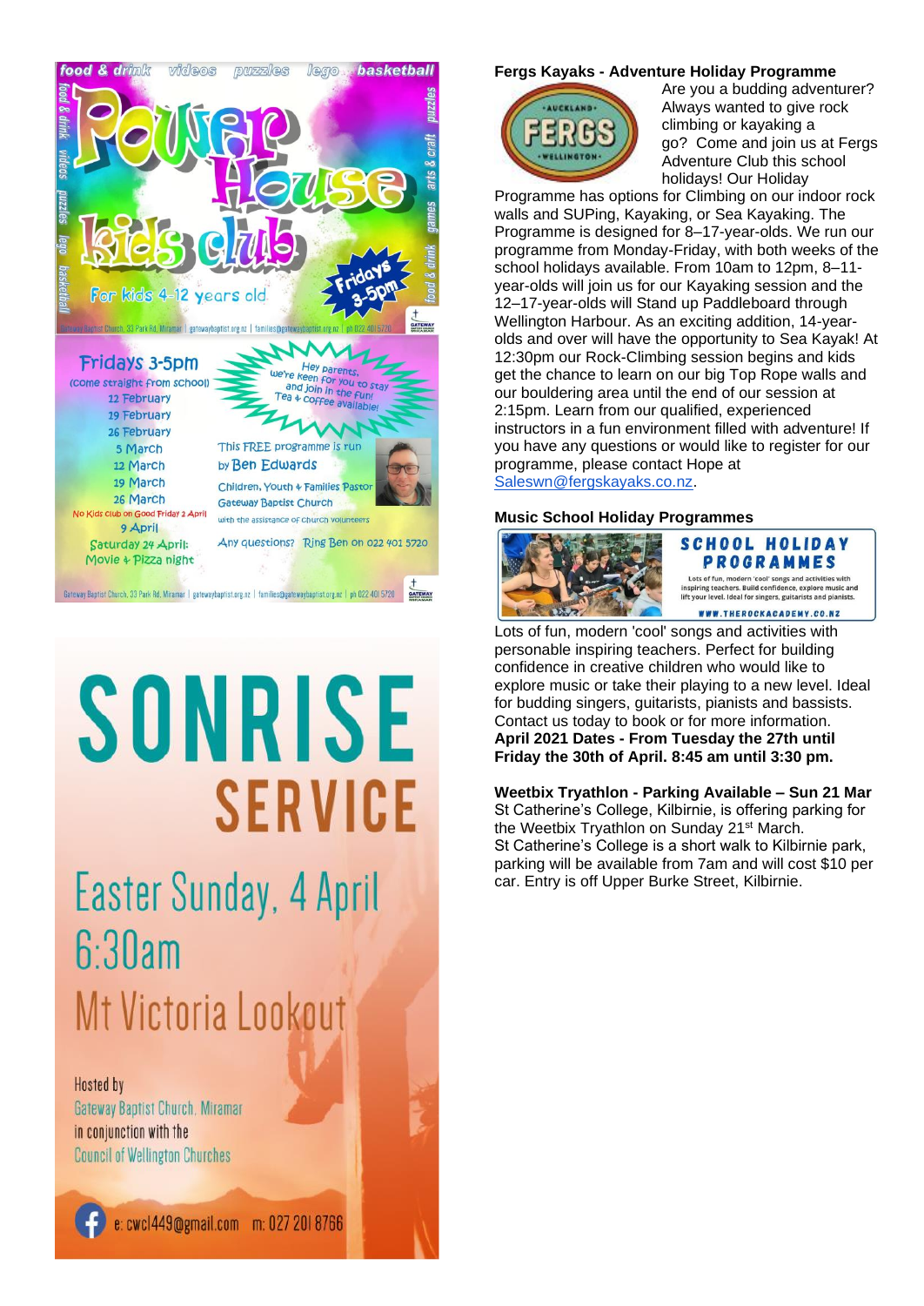food & drink videos puzzles lego basketball

# Power House Kids Club

For kids 4-12 years old

Fridays 3-5pm

Gateway Baptist Church, 33 Park Rd, Miramar | gatewaybaptist.org.nz | families@gatewaybaptist.org.nz | ph 022 401 5720

Fridays 3-5pm
(come straight from school)
12 February
19 February
26 February
5 March
12 March
19 March
26 March
No Kids club on Good Friday 2 April
9 April
Saturday 24 April: Movie + Pizza night

Hey parents, we're keen for you to stay and join in the fun! Tea + coffee available!

This FREE programme is run by Ben Edwards
Children, Youth + Families Pastor
Gateway Baptist Church
with the assistance of church volunteers

Any questions? Ring Ben on 022 401 5720

Gateway Baptist Church, 33 Park Rd, Miramar | gatewaybaptist.org.nz | families@gatewaybaptist.org.nz | ph 022 401 5720

# SONRISE SERVICE

Easter Sunday, 4 April
6:30am
Mt Victoria Lookout

Hosted by
Gateway Baptist Church, Miramar
in conjunction with the
Council of Wellington Churches

e: cwcl449@gmail.com m: 027 201 8766

### Fergs Kayaks - Adventure Holiday Programme

Are you a budding adventurer? Always wanted to give rock climbing or kayaking a go? Come and join us at Fergs Adventure Club this school holidays! Our Holiday Programme has options for Climbing on our indoor rock walls and SUPing, Kayaking, or Sea Kayaking. The Programme is designed for 8–17-year-olds. We run our programme from Monday-Friday, with both weeks of the school holidays available. From 10am to 12pm, 8–11-year-olds will join us for our Kayaking session and the 12–17-year-olds will Stand up Paddleboard through Wellington Harbour. As an exciting addition, 14-year-olds and over will have the opportunity to Sea Kayak! At 12:30pm our Rock-Climbing session begins and kids get the chance to learn on our big Top Rope walls and our bouldering area until the end of our session at 2:15pm. Learn from our qualified, experienced instructors in a fun environment filled with adventure! If you have any questions or would like to register for our programme, please contact Hope at Saleswn@fergskayaks.co.nz.

### Music School Holiday Programmes

SCHOOL HOLIDAY PROGRAMMES
Lots of fun, modern 'cool' songs and activities with inspiring teachers. Build confidence, explore music and lift your level. Ideal for singers, guitarists and pianists.
WWW.THEROCKACADEMY.CO.NZ

Lots of fun, modern 'cool' songs and activities with personable inspiring teachers. Perfect for building confidence in creative children who would like to explore music or take their playing to a new level. Ideal for budding singers, guitarists, pianists and bassists. Contact us today to book or for more information.
**April 2021 Dates - From Tuesday the 27th until Friday the 30th of April. 8:45 am until 3:30 pm.**

### Weetbix Tryathlon - Parking Available – Sun 21 Mar

St Catherine's College, Kilbirnie, is offering parking for the Weetbix Tryathlon on Sunday 21st March.
St Catherine's College is a short walk to Kilbirnie park, parking will be available from 7am and will cost $10 per car. Entry is off Upper Burke Street, Kilbirnie.